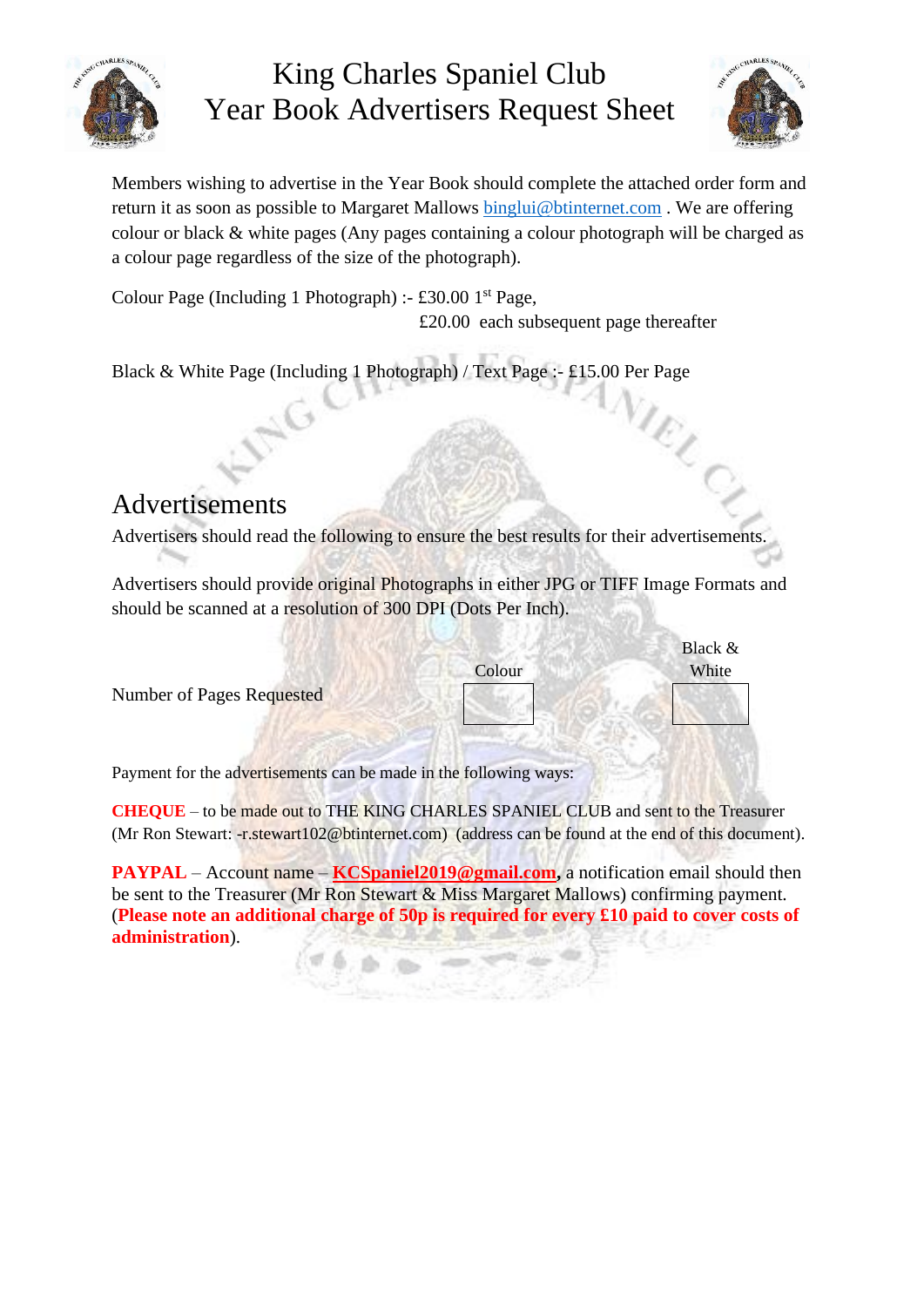# King Charles Spaniel Club
# Year Book Advertisers Request Sheet

Members wishing to advertise in the Year Book should complete the attached order form and return it as soon as possible to Margaret Mallows binglui@btinternet.com . We are offering colour or black & white pages (Any pages containing a colour photograph will be charged as a colour page regardless of the size of the photograph).

Colour Page (Including 1 Photograph) :- £30.00 1st Page,
£20.00 each subsequent page thereafter

Black & White Page (Including 1 Photograph) / Text Page :- £15.00 Per Page

## Advertisements

Advertisers should read the following to ensure the best results for their advertisements.

Advertisers should provide original Photographs in either JPG or TIFF Image Formats and should be scanned at a resolution of 300 DPI (Dots Per Inch).

| | Colour | Black & White |
|---|---|---|
| Number of Pages Requested | | |

Payment for the advertisements can be made in the following ways:

**CHEQUE** – to be made out to THE KING CHARLES SPANIEL CLUB and sent to the Treasurer (Mr Ron Stewart: -r.stewart102@btinternet.com) (address can be found at the end of this document).

**PAYPAL** – Account name – **KCSpaniel2019@gmail.com**, a notification email should then be sent to the Treasurer (Mr Ron Stewart & Miss Margaret Mallows) confirming payment. (**Please note an additional charge of 50p is required for every £10 paid to cover costs of administration**).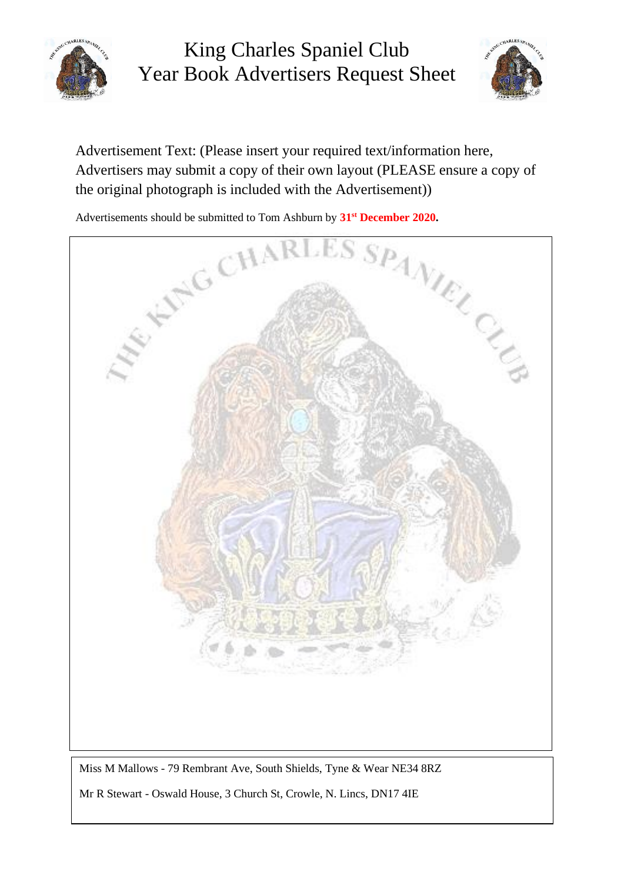# King Charles Spaniel Club
# Year Book Advertisers Request Sheet

Advertisement Text: (Please insert your required text/information here, Advertisers may submit a copy of their own layout (PLEASE ensure a copy of the original photograph is included with the Advertisement))

Advertisements should be submitted to Tom Ashburn by **31st December 2020.**

Miss M Mallows - 79 Rembrant Ave, South Shields, Tyne & Wear NE34 8RZ

Mr R Stewart - Oswald House, 3 Church St, Crowle, N. Lincs, DN17 4IE